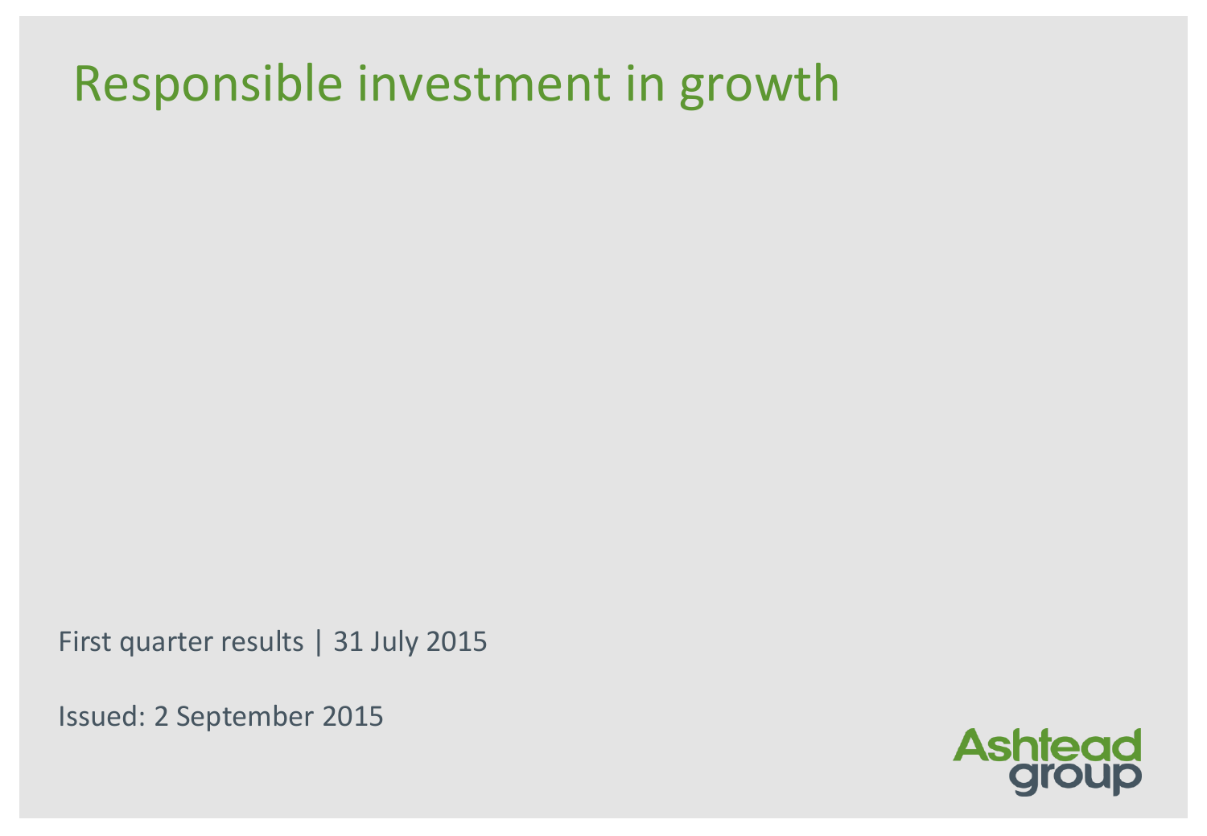# Responsible investment in growth

First quarter results | 31 July 2015

Issued: 2 September 2015

Ashtead group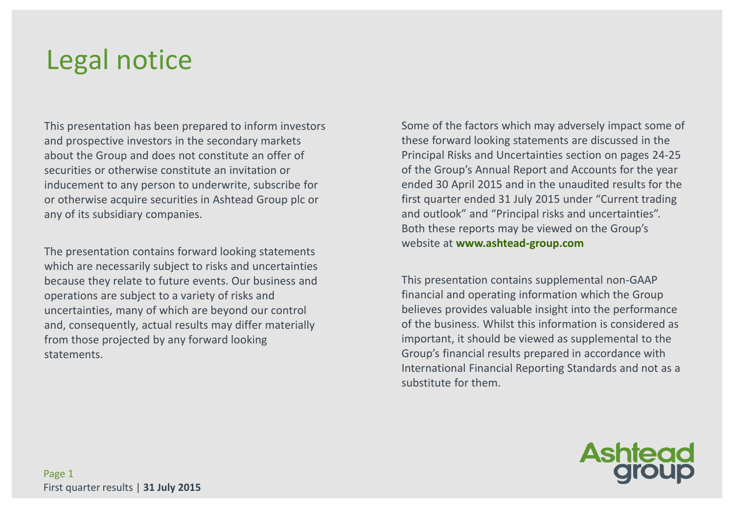# Legal notice

This presentation has been prepared to inform investors and prospective investors in the secondary markets about the Group and does not constitute an offer of securities or otherwise constitute an invitation or inducement to any person to underwrite, subscribe for or otherwise acquire securities in Ashtead Group plc or any of its subsidiary companies.

The presentation contains forward looking statements which are necessarily subject to risks and uncertainties because they relate to future events. Our business and operations are subject to a variety of risks and uncertainties, many of which are beyond our control and, consequently, actual results may differ materially from those projected by any forward looking statements.

Some of the factors which may adversely impact some of these forward looking statements are discussed in the Principal Risks and Uncertainties section on pages 24-25 of the Group's Annual Report and Accounts for the year ended 30 April 2015 and in the unaudited results for the first quarter ended 31 July 2015 under "Current trading and outlook" and "Principal risks and uncertainties". Both these reports may be viewed on the Group's website at **www.ashtead-group.com**

This presentation contains supplemental non-GAAP financial and operating information which the Group believes provides valuable insight into the performance of the business. Whilst this information is considered as important, it should be viewed as supplemental to the Group's financial results prepared in accordance with International Financial Reporting Standards and not as a substitute for them.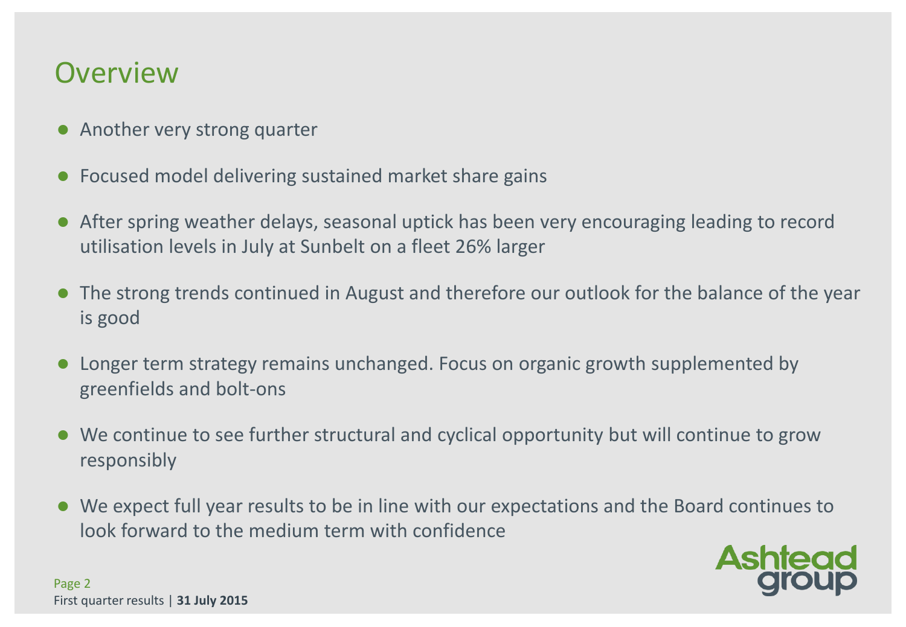# Overview

- Another very strong quarter
- Focused model delivering sustained market share gains
- After spring weather delays, seasonal uptick has been very encouraging leading to record utilisation levels in July at Sunbelt on a fleet 26% larger
- The strong trends continued in August and therefore our outlook for the balance of the year is good
- Longer term strategy remains unchanged. Focus on organic growth supplemented by greenfields and bolt-ons
- We continue to see further structural and cyclical opportunity but will continue to grow responsibly
- We expect full year results to be in line with our expectations and the Board continues to look forward to the medium term with confidence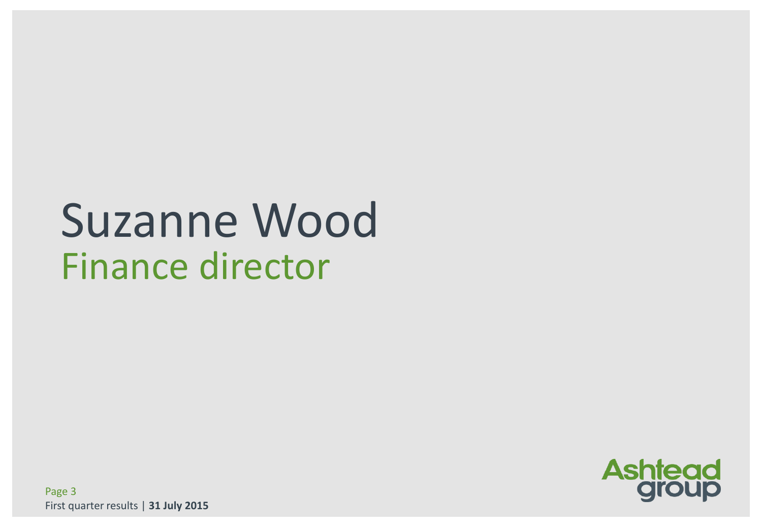# Suzanne Wood

## Finance director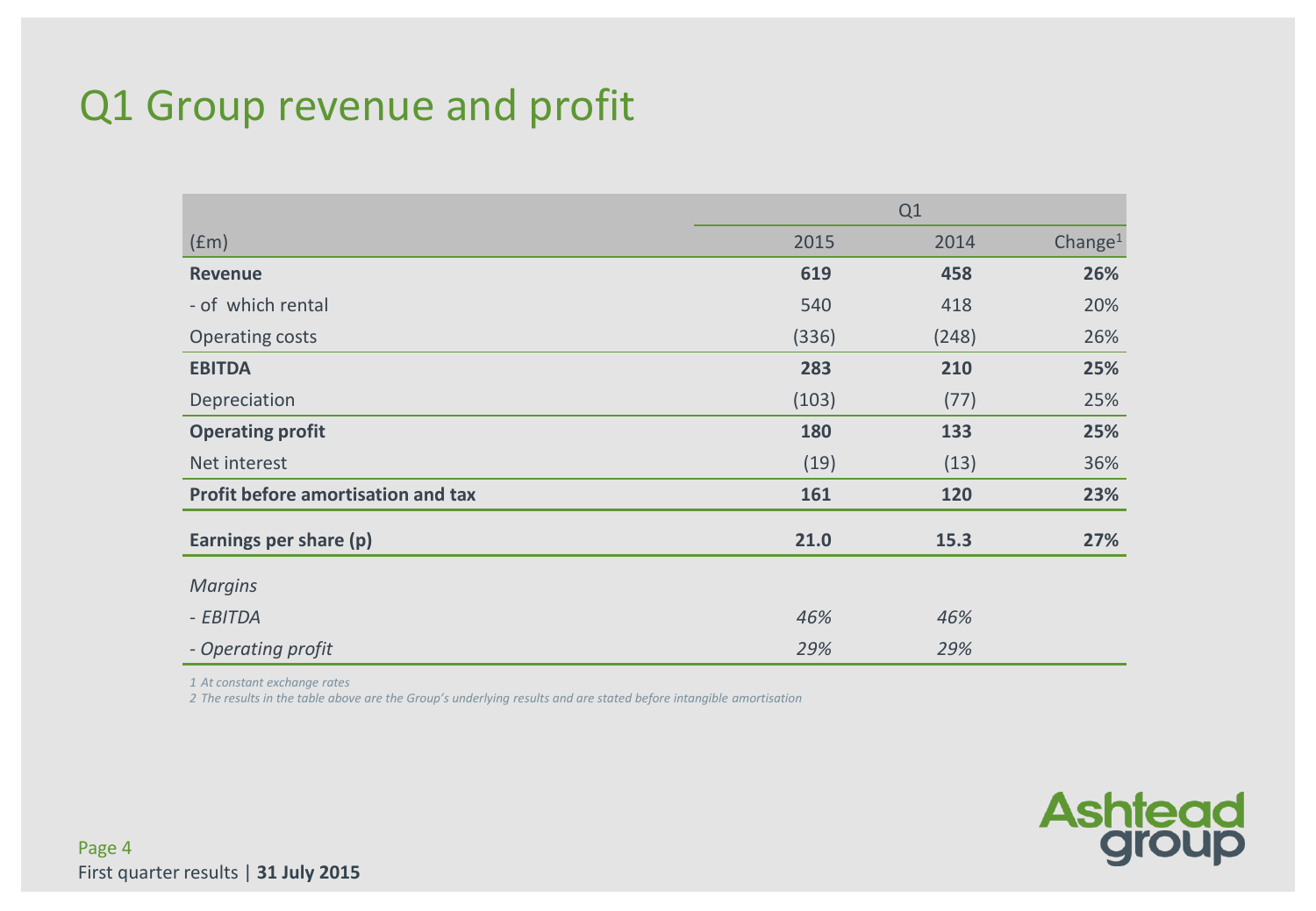# Q1 Group revenue and profit

| | Q1 | | |
|---|---|---|---|
| (£m) | 2015 | 2014 | Change[1] |
| **Revenue** | **619** | **458** | **26%** |
| - of which rental | 540 | 418 | 20% |
| Operating costs | (336) | (248) | 26% |
| **EBITDA** | **283** | **210** | **25%** |
| Depreciation | (103) | (77) | 25% |
| **Operating profit** | **180** | **133** | **25%** |
| Net interest | (19) | (13) | 36% |
| **Profit before amortisation and tax** | **161** | **120** | **23%** |
| **Earnings per share (p)** | **21.0** | **15.3** | **27%** |
| *Margins* | | | |
| *- EBITDA* | *46%* | *46%* | |
| *- Operating profit* | *29%* | *29%* | |

*1 At constant exchange rates*

*2 The results in the table above are the Group's underlying results and are stated before intangible amortisation*

First quarter results | **31 July 2015**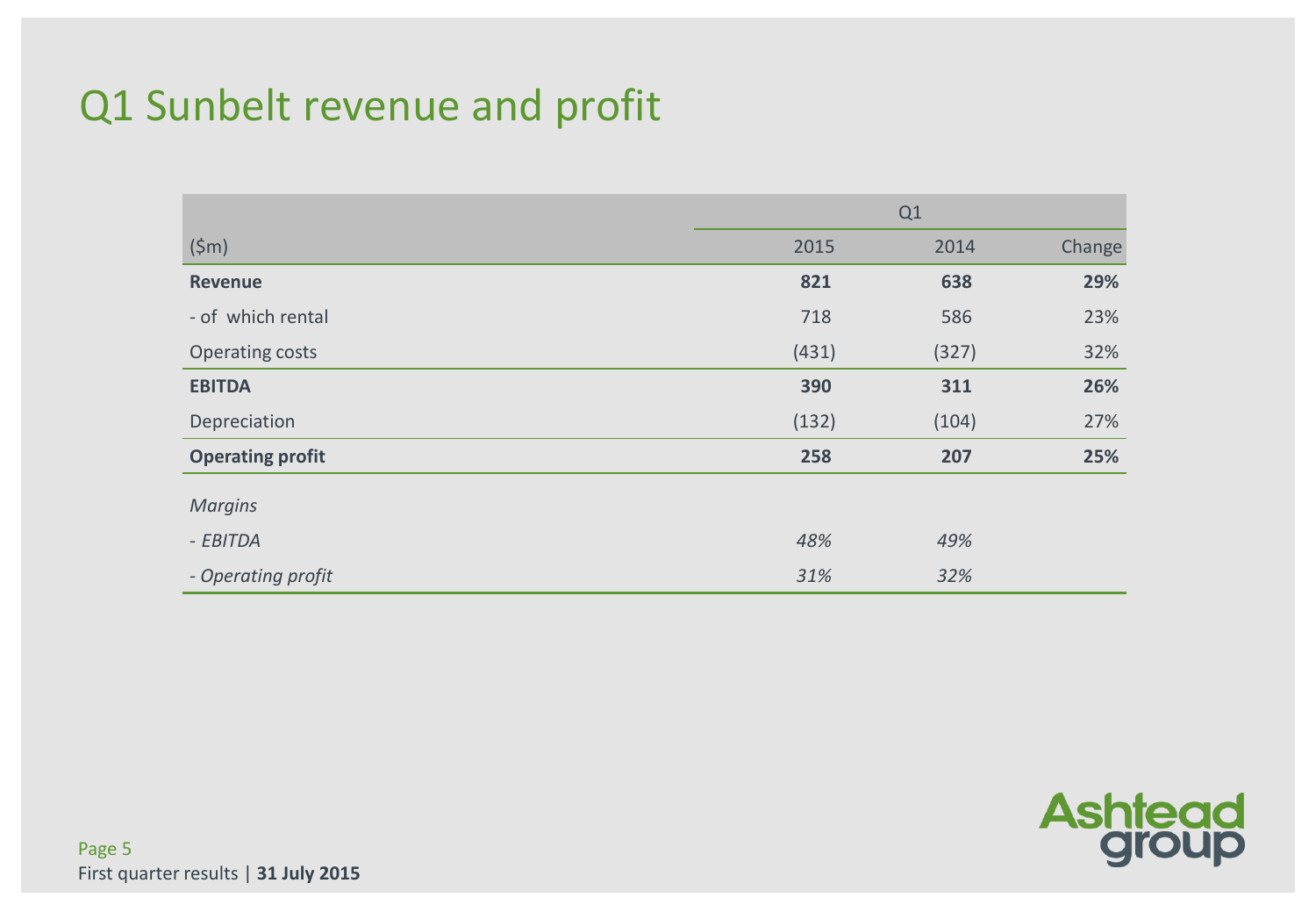# Q1 Sunbelt revenue and profit

| | Q1 | | |
|---|---|---|---|
| ($m) | 2015 | 2014 | Change |
| **Revenue** | **821** | **638** | **29%** |
| - of which rental | 718 | 586 | 23% |
| Operating costs | (431) | (327) | 32% |
| **EBITDA** | **390** | **311** | **26%** |
| Depreciation | (132) | (104) | 27% |
| **Operating profit** | **258** | **207** | **25%** |
| *Margins* | | | |
| *- EBITDA* | *48%* | *49%* | |
| *- Operating profit* | *31%* | *32%* | |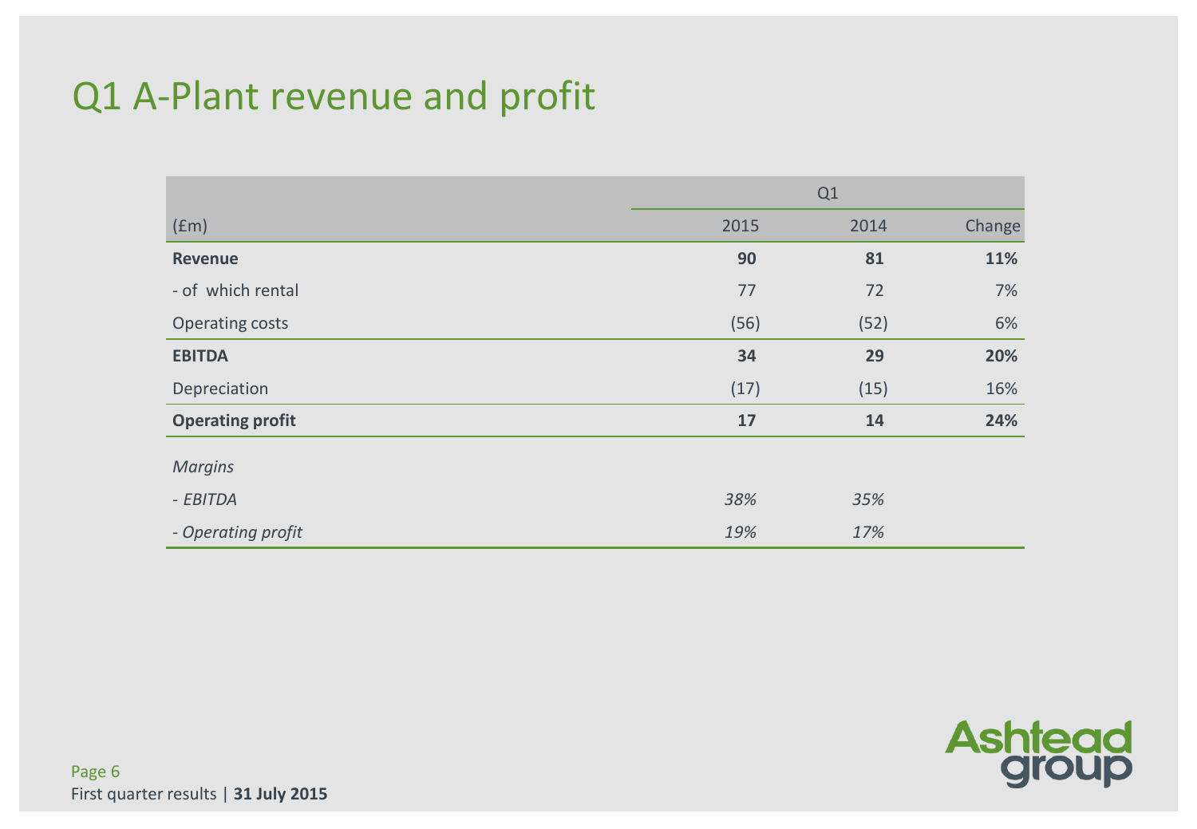# Q1 A-Plant revenue and profit

| | Q1 | | |
|---|---|---|---|
| (£m) | 2015 | 2014 | Change |
| **Revenue** | **90** | **81** | **11%** |
| - of which rental | 77 | 72 | 7% |
| Operating costs | (56) | (52) | 6% |
| **EBITDA** | **34** | **29** | **20%** |
| Depreciation | (17) | (15) | 16% |
| **Operating profit** | **17** | **14** | **24%** |
| *Margins* | | | |
| *- EBITDA* | *38%* | *35%* | |
| *- Operating profit* | *19%* | *17%* | |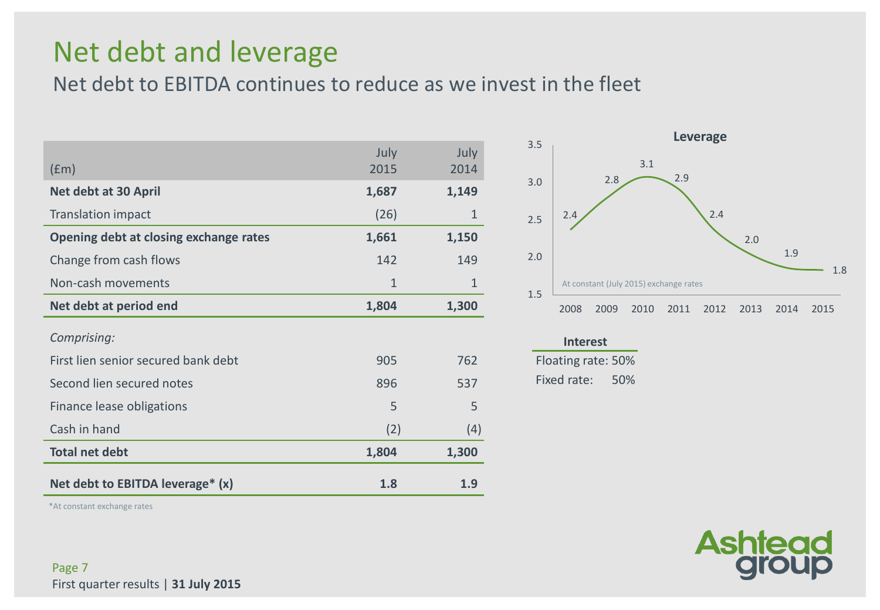# Net debt and leverage

## Net debt to EBITDA continues to reduce as we invest in the fleet

| (£m) | July 2015 | July 2014 |
|---|---|---|
| **Net debt at 30 April** | **1,687** | **1,149** |
| Translation impact | (26) | 1 |
| **Opening debt at closing exchange rates** | **1,661** | **1,150** |
| Change from cash flows | 142 | 149 |
| Non-cash movements | 1 | 1 |
| **Net debt at period end** | **1,804** | **1,300** |
| *Comprising:* | | |
| First lien senior secured bank debt | 905 | 762 |
| Second lien secured notes | 896 | 537 |
| Finance lease obligations | 5 | 5 |
| Cash in hand | (2) | (4) |
| **Total net debt** | **1,804** | **1,300** |
| **Net debt to EBITDA leverage* (x)** | **1.8** | **1.9** |

*At constant exchange rates

**Leverage**

| Year | 2008 | 2009 | 2010 | 2011 | 2012 | 2013 | 2014 | 2015 |
|---|---|---|---|---|---|---|---|---|
| Leverage | 2.4 | 2.8 | 3.1 | 2.9 | 2.4 | 2.0 | 1.9 | 1.8 |

At constant (July 2015) exchange rates

**Interest**

Floating rate: 50%

Fixed rate: 50%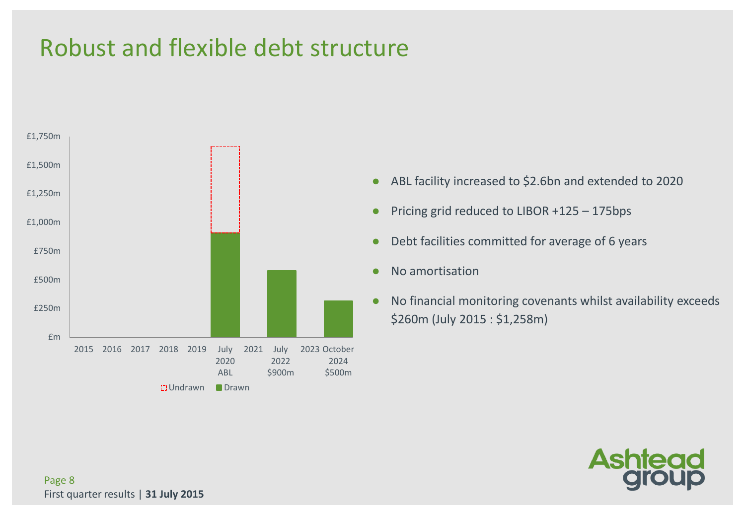# Robust and flexible debt structure

£1,750m
£1,500m
£1,250m
£1,000m
£750m
£500m
£250m
£m

2015 2016 2017 2018 2019 July 2020 ABL 2021 July 2022 $900m 2023 October 2024 $500m

Undrawn Drawn

- ABL facility increased to $2.6bn and extended to 2020
- Pricing grid reduced to LIBOR +125 – 175bps
- Debt facilities committed for average of 6 years
- No amortisation
- No financial monitoring covenants whilst availability exceeds $260m (July 2015 : $1,258m)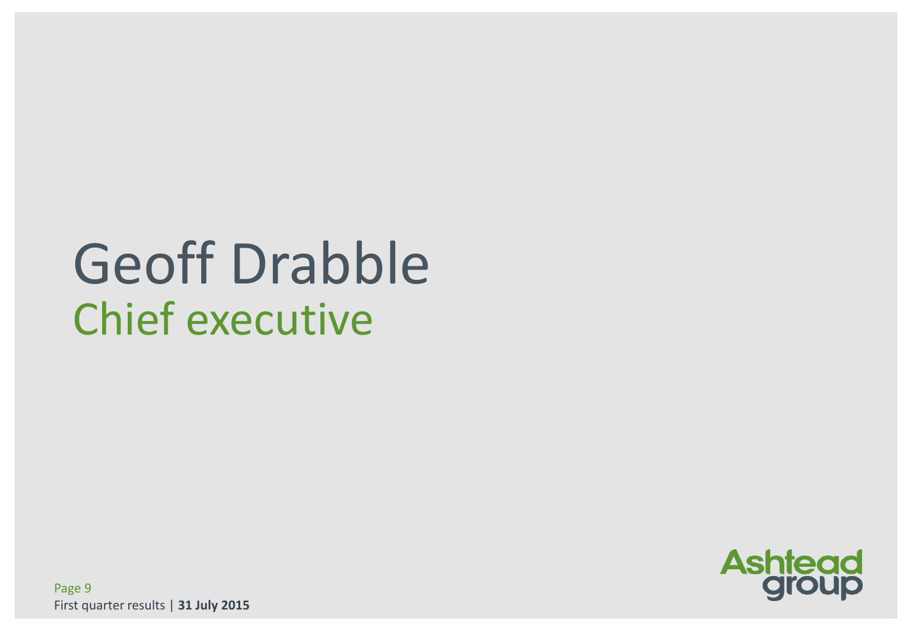# Geoff Drabble

## Chief executive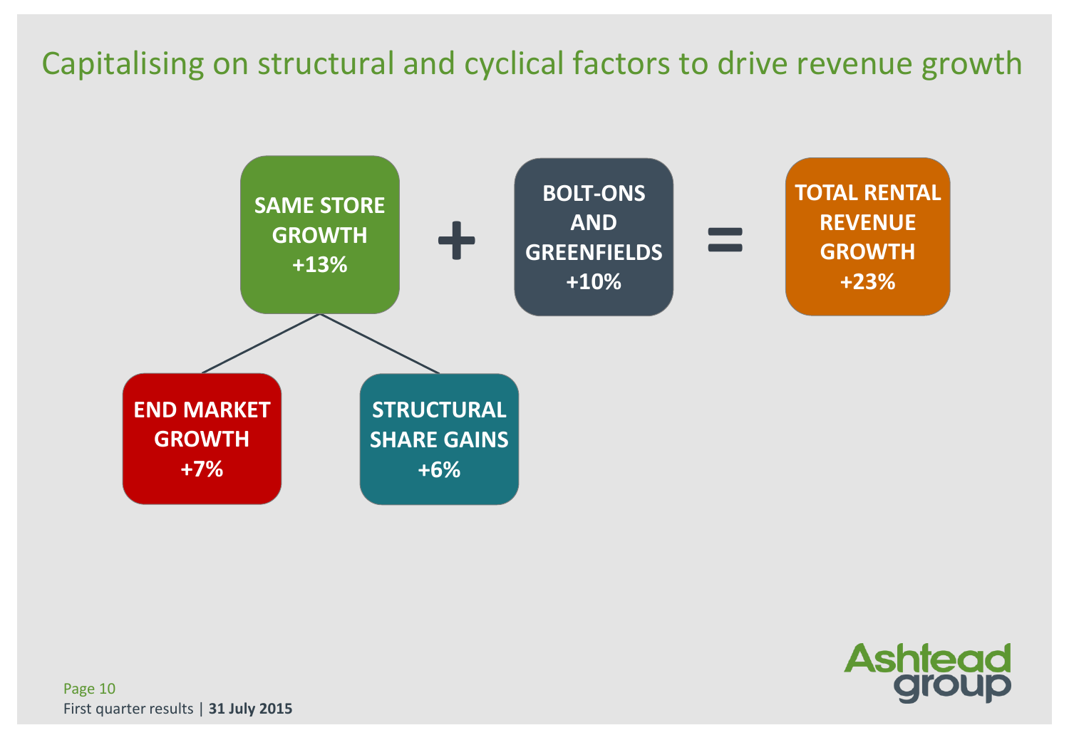# Capitalising on structural and cyclical factors to drive revenue growth

**SAME STORE GROWTH +13%** + **BOLT-ONS AND GREENFIELDS +10%** = **TOTAL RENTAL REVENUE GROWTH +23%**

Same store growth comprises:

- **END MARKET GROWTH +7%**
- **STRUCTURAL SHARE GAINS +6%**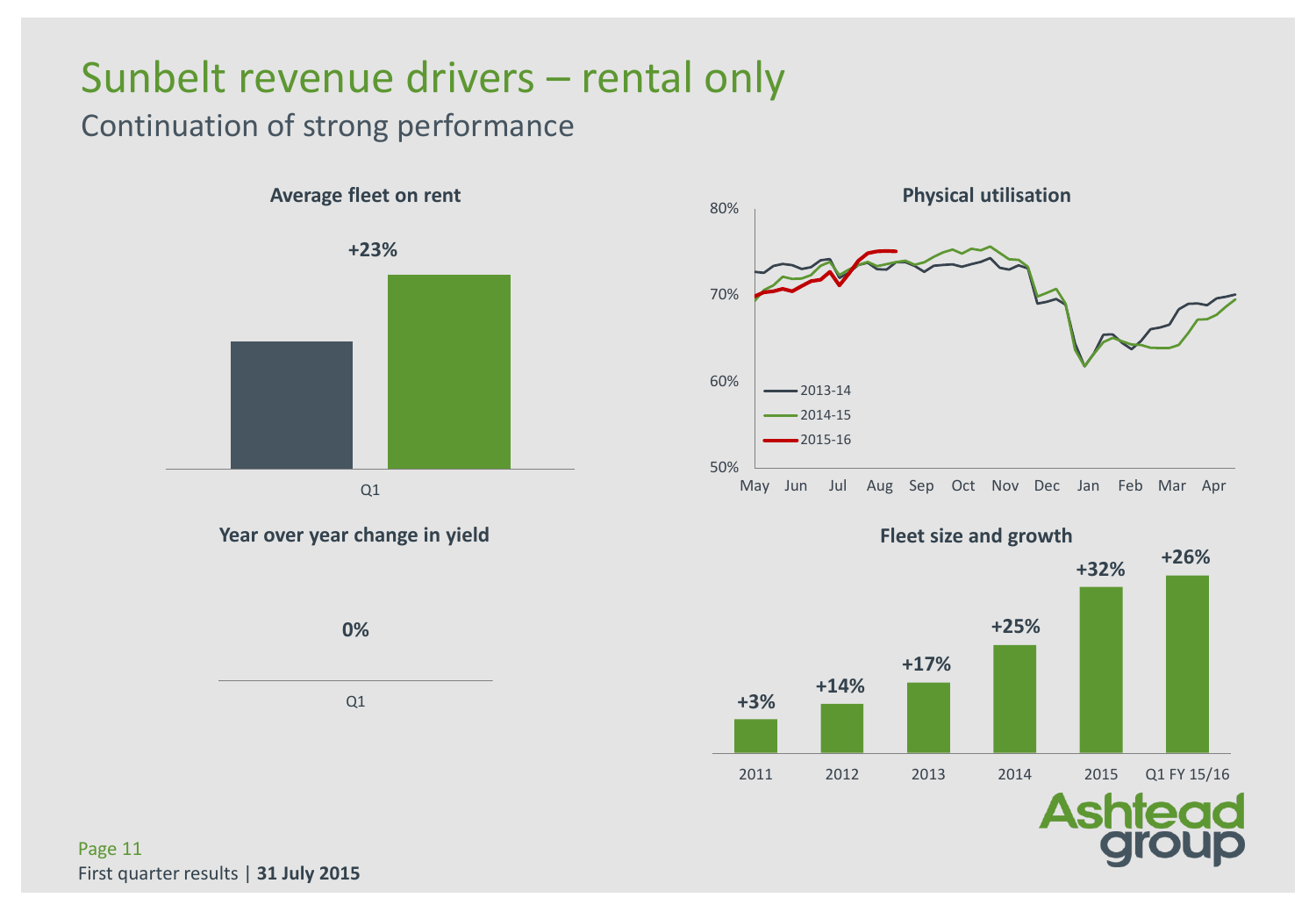# Sunbelt revenue drivers – rental only

## Continuation of strong performance

**Average fleet on rent**

+23%

Q1

**Physical utilisation**

80%
70%
60%
50%

May Jun Jul Aug Sep Oct Nov Dec Jan Feb Mar Apr

2013-14
2014-15
2015-16

**Year over year change in yield**

0%

Q1

**Fleet size and growth**

| 2011 | 2012 | 2013 | 2014 | 2015 | Q1 FY 15/16 |
|---|---|---|---|---|---|
| +3% | +14% | +17% | +25% | +32% | +26% |

First quarter results | **31 July 2015**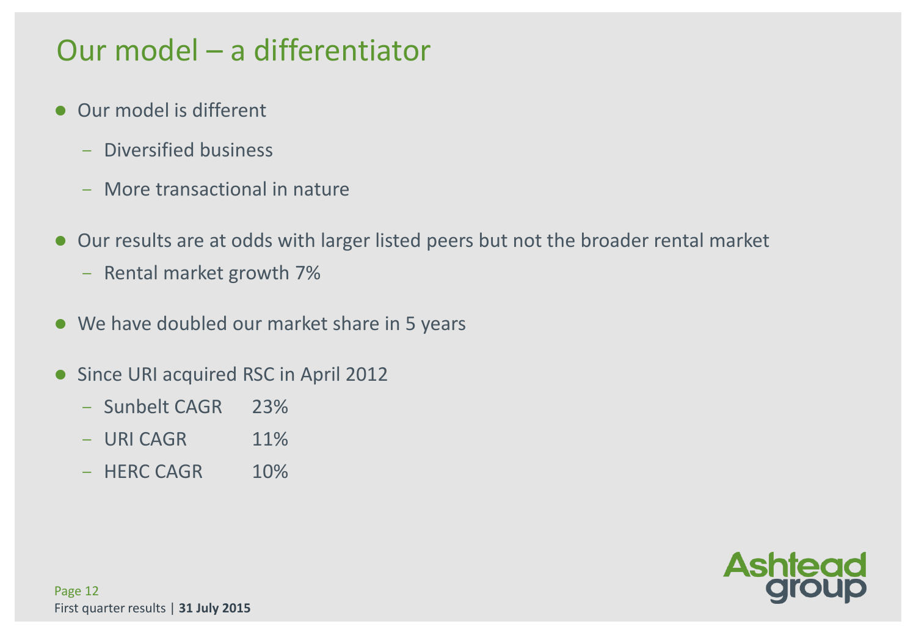# Our model – a differentiator

- Our model is different
  - Diversified business
  - More transactional in nature
- Our results are at odds with larger listed peers but not the broader rental market
  - Rental market growth 7%
- We have doubled our market share in 5 years
- Since URI acquired RSC in April 2012
  - Sunbelt CAGR 23%
  - URI CAGR 11%
  - HERC CAGR 10%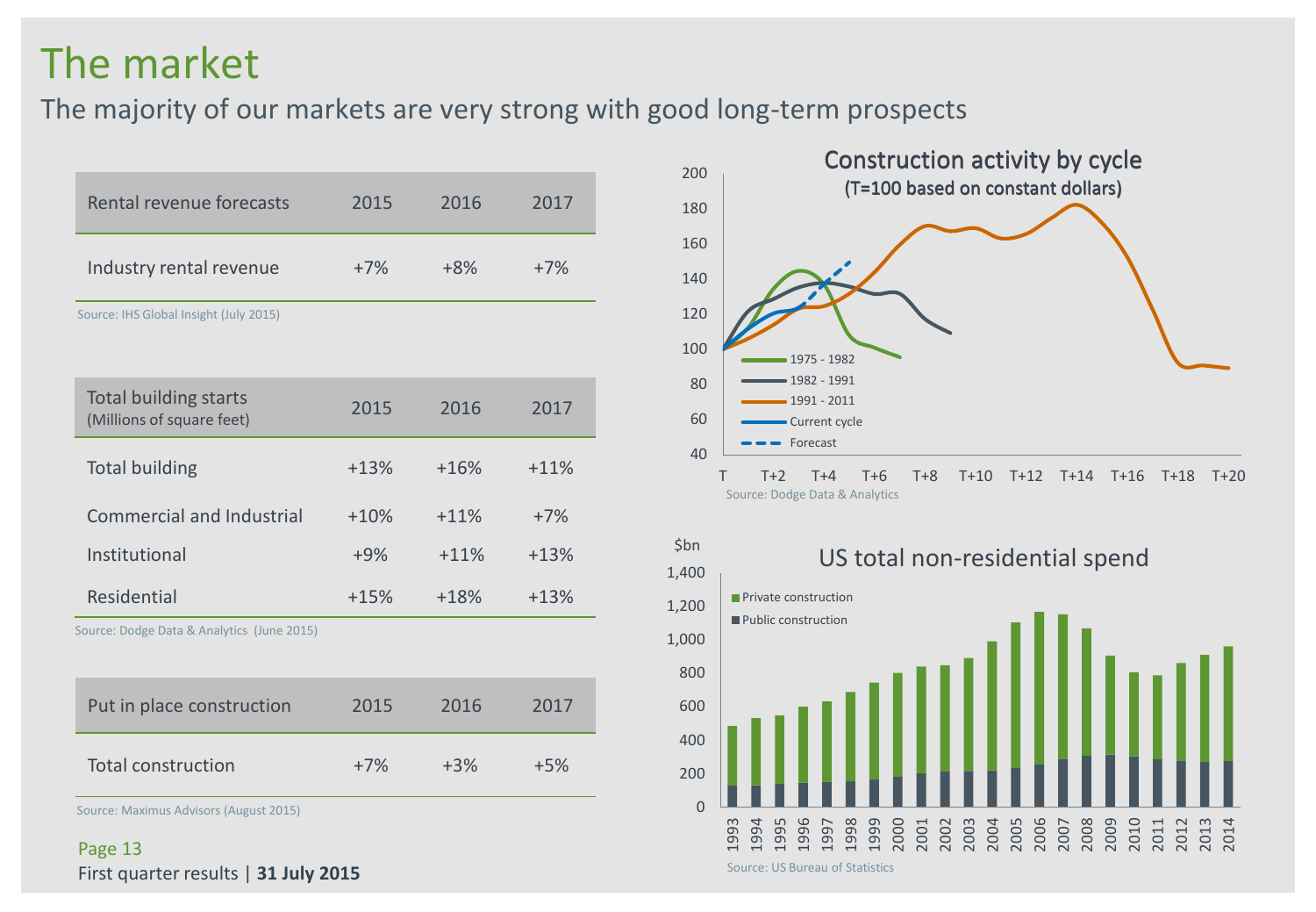# The market

## The majority of our markets are very strong with good long-term prospects

| Rental revenue forecasts | 2015 | 2016 | 2017 |
|---|---|---|---|
| Industry rental revenue | +7% | +8% | +7% |

Source: IHS Global Insight (July 2015)

| Total building starts (Millions of square feet) | 2015 | 2016 | 2017 |
|---|---|---|---|
| Total building | +13% | +16% | +11% |
| Commercial and Industrial | +10% | +11% | +7% |
| Institutional | +9% | +11% | +13% |
| Residential | +15% | +18% | +13% |

Source: Dodge Data & Analytics (June 2015)

| Put in place construction | 2015 | 2016 | 2017 |
|---|---|---|---|
| Total construction | +7% | +3% | +5% |

Source: Maximus Advisors (August 2015)

**Construction activity by cycle**
(T=100 based on constant dollars)

Legend: 1975 - 1982; 1982 - 1991; 1991 - 2011; Current cycle; Forecast

Source: Dodge Data & Analytics

**US total non-residential spend** ($bn)

Legend: Private construction; Public construction

Source: US Bureau of Statistics

First quarter results | **31 July 2015**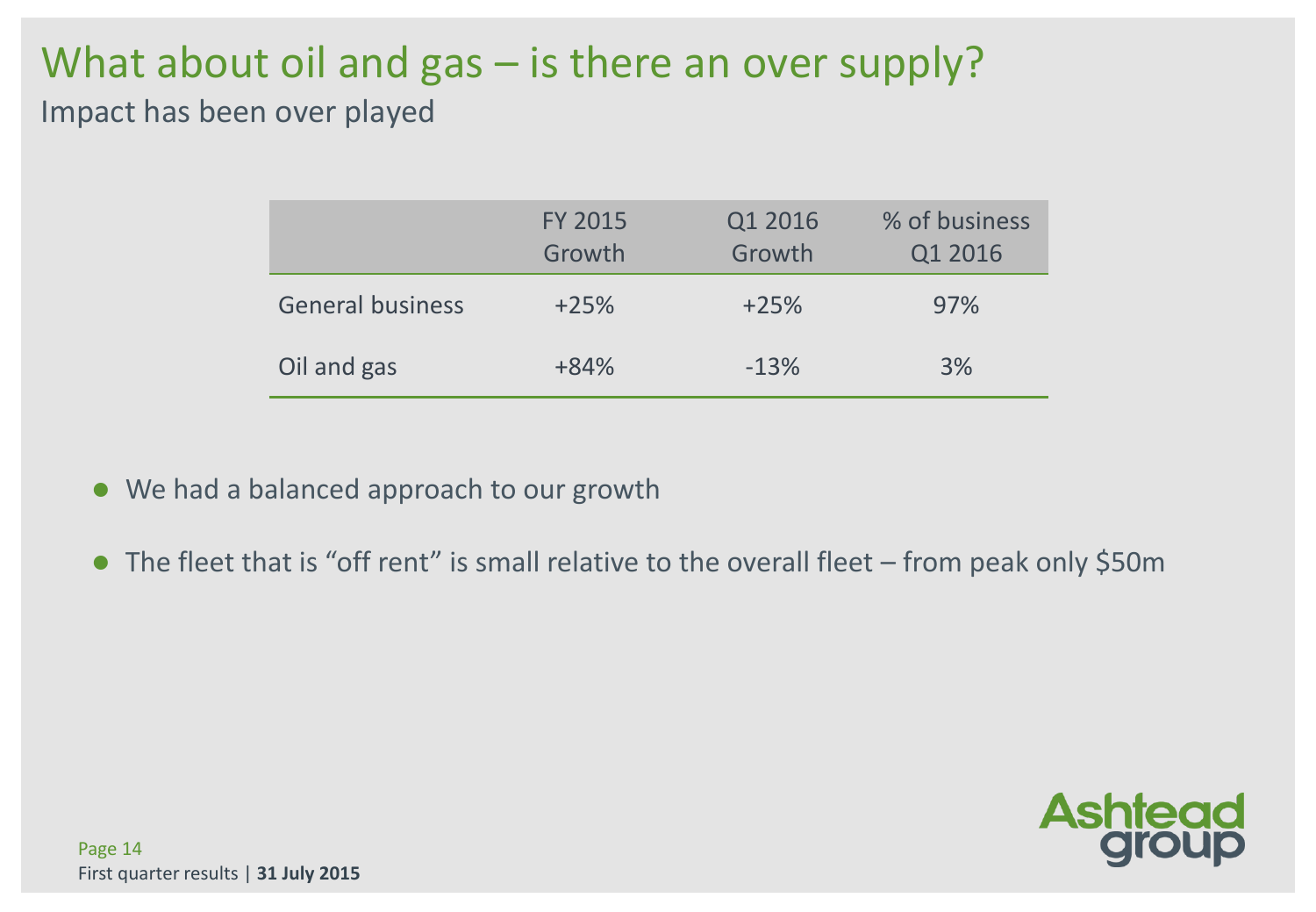# What about oil and gas – is there an over supply?

Impact has been over played

| | FY 2015 Growth | Q1 2016 Growth | % of business Q1 2016 |
|---|---|---|---|
| General business | +25% | +25% | 97% |
| Oil and gas | +84% | -13% | 3% |

- We had a balanced approach to our growth
- The fleet that is "off rent" is small relative to the overall fleet – from peak only $50m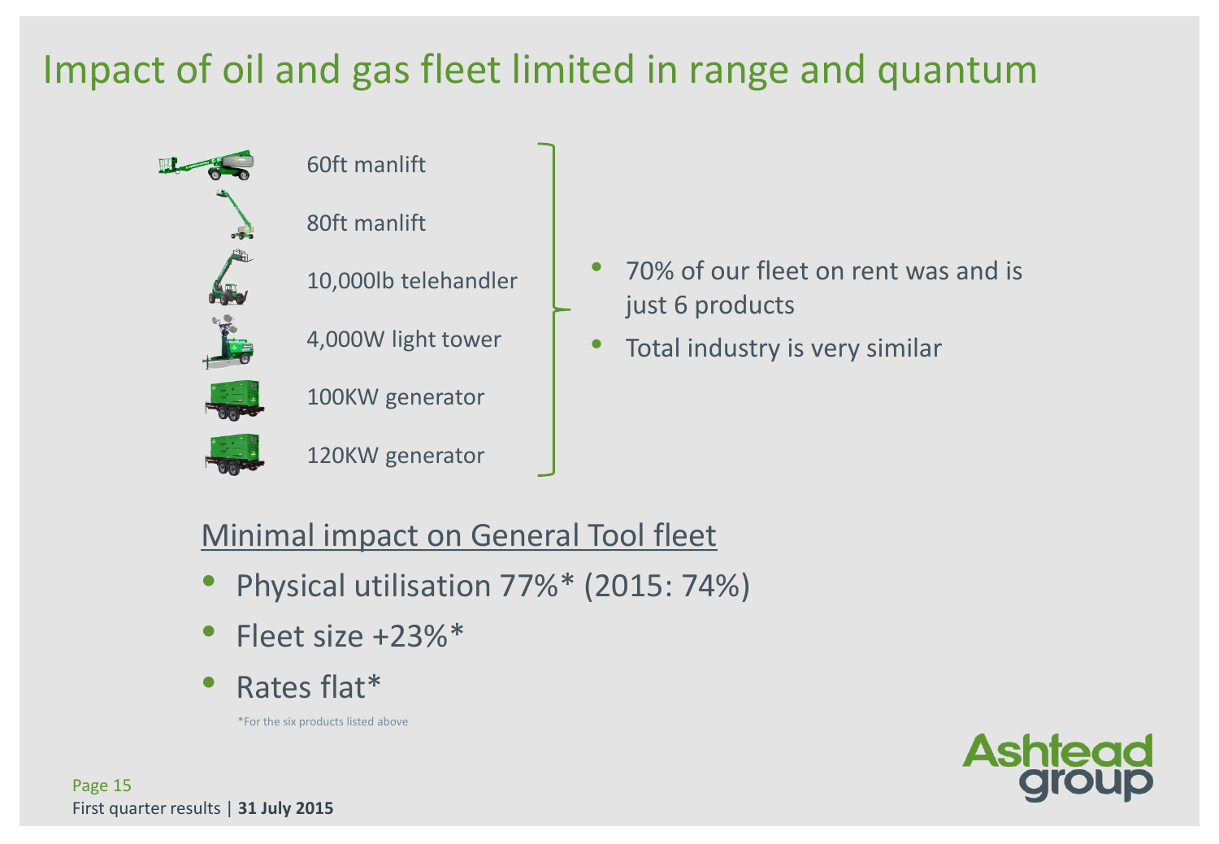# Impact of oil and gas fleet limited in range and quantum

- 60ft manlift
- 80ft manlift
- 10,000lb telehandler
- 4,000W light tower
- 100KW generator
- 120KW generator

- 70% of our fleet on rent was and is just 6 products
- Total industry is very similar

## Minimal impact on General Tool fleet

- Physical utilisation 77%* (2015: 74%)
- Fleet size +23%*
- Rates flat*

*For the six products listed above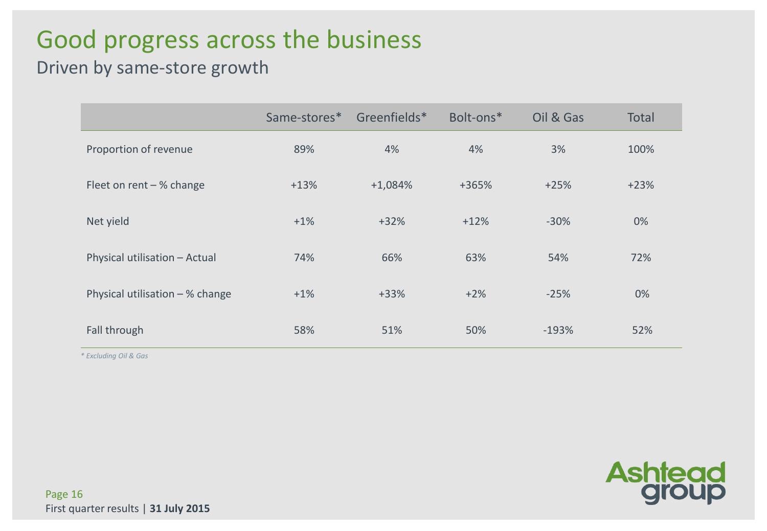# Good progress across the business

## Driven by same-store growth

| | Same-stores* | Greenfields* | Bolt-ons* | Oil & Gas | Total |
|---|---|---|---|---|---|
| Proportion of revenue | 89% | 4% | 4% | 3% | 100% |
| Fleet on rent – % change | +13% | +1,084% | +365% | +25% | +23% |
| Net yield | +1% | +32% | +12% | -30% | 0% |
| Physical utilisation – Actual | 74% | 66% | 63% | 54% | 72% |
| Physical utilisation – % change | +1% | +33% | +2% | -25% | 0% |
| Fall through | 58% | 51% | 50% | -193% | 52% |

*\* Excluding Oil & Gas*

First quarter results | **31 July 2015**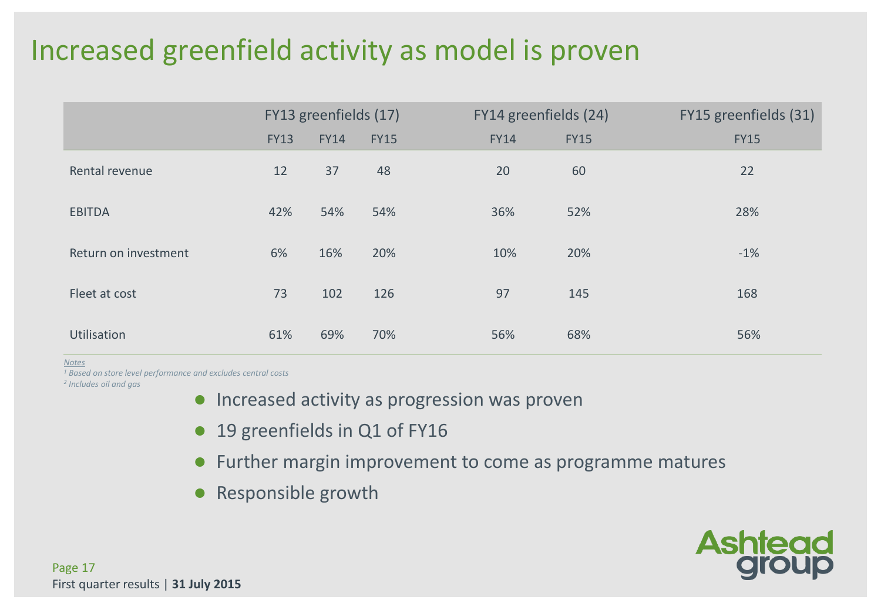# Increased greenfield activity as model is proven

| | FY13 greenfields (17) | | | FY14 greenfields (24) | | FY15 greenfields (31) |
|---|---|---|---|---|---|---|
| | FY13 | FY14 | FY15 | FY14 | FY15 | FY15 |
| Rental revenue | 12 | 37 | 48 | 20 | 60 | 22 |
| EBITDA | 42% | 54% | 54% | 36% | 52% | 28% |
| Return on investment | 6% | 16% | 20% | 10% | 20% | -1% |
| Fleet at cost | 73 | 102 | 126 | 97 | 145 | 168 |
| Utilisation | 61% | 69% | 70% | 56% | 68% | 56% |

*Notes*
*[1] Based on store level performance and excludes central costs*
*[2] Includes oil and gas*

- Increased activity as progression was proven
- 19 greenfields in Q1 of FY16
- Further margin improvement to come as programme matures
- Responsible growth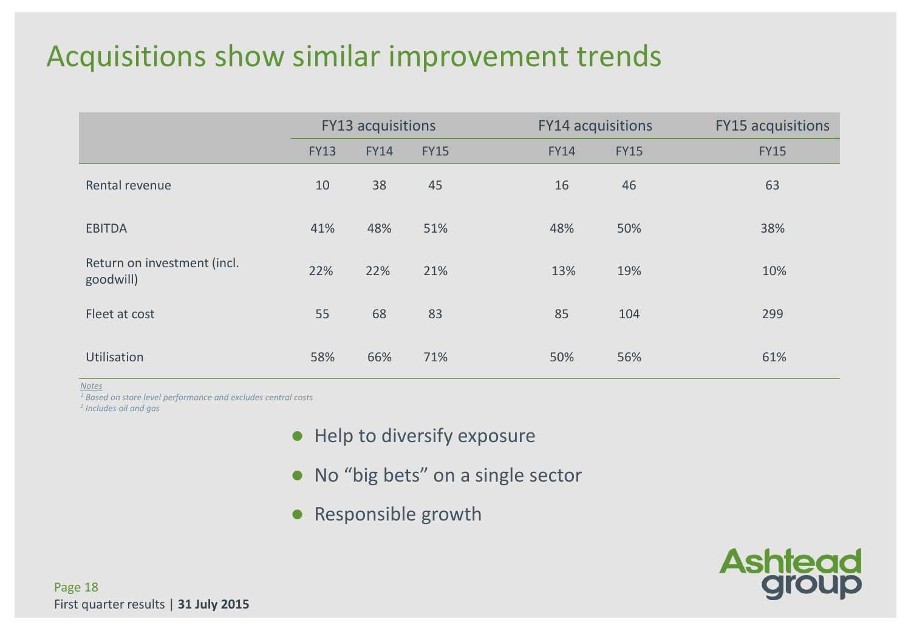# Acquisitions show similar improvement trends

| | FY13 acquisitions | | | FY14 acquisitions | | FY15 acquisitions |
|---|---|---|---|---|---|---|
| | FY13 | FY14 | FY15 | FY14 | FY15 | FY15 |
| Rental revenue | 10 | 38 | 45 | 16 | 46 | 63 |
| EBITDA | 41% | 48% | 51% | 48% | 50% | 38% |
| Return on investment (incl. goodwill) | 22% | 22% | 21% | 13% | 19% | 10% |
| Fleet at cost | 55 | 68 | 83 | 85 | 104 | 299 |
| Utilisation | 58% | 66% | 71% | 50% | 56% | 61% |

*Notes*

*[1] Based on store level performance and excludes central costs*

*[2] Includes oil and gas*

- Help to diversify exposure
- No "big bets" on a single sector
- Responsible growth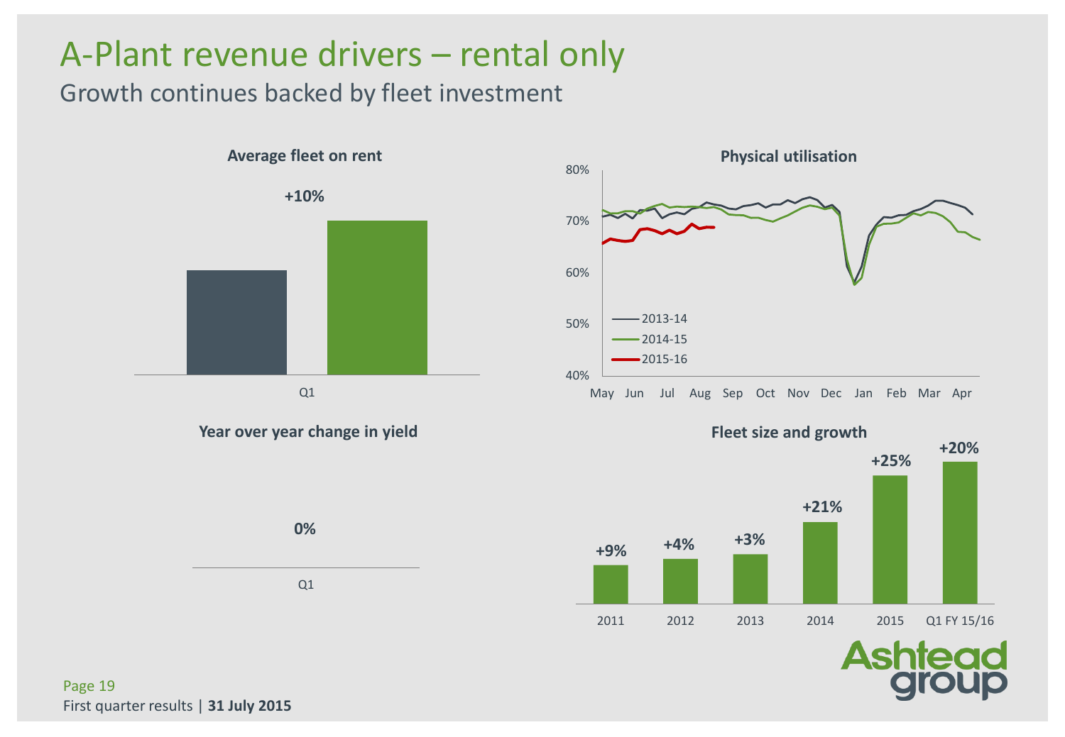# A-Plant revenue drivers – rental only

## Growth continues backed by fleet investment

### Average fleet on rent

+10%

Q1

### Physical utilisation

80%
70%
60%
50%
40%

May Jun Jul Aug Sep Oct Nov Dec Jan Feb Mar Apr

- 2013-14
- 2014-15
- 2015-16

### Year over year change in yield

0%

Q1

### Fleet size and growth

| 2011 | 2012 | 2013 | 2014 | 2015 | Q1 FY 15/16 |
|---|---|---|---|---|---|
| +9% | +4% | +3% | +21% | +25% | +20% |

Ashtead group

First quarter results | **31 July 2015**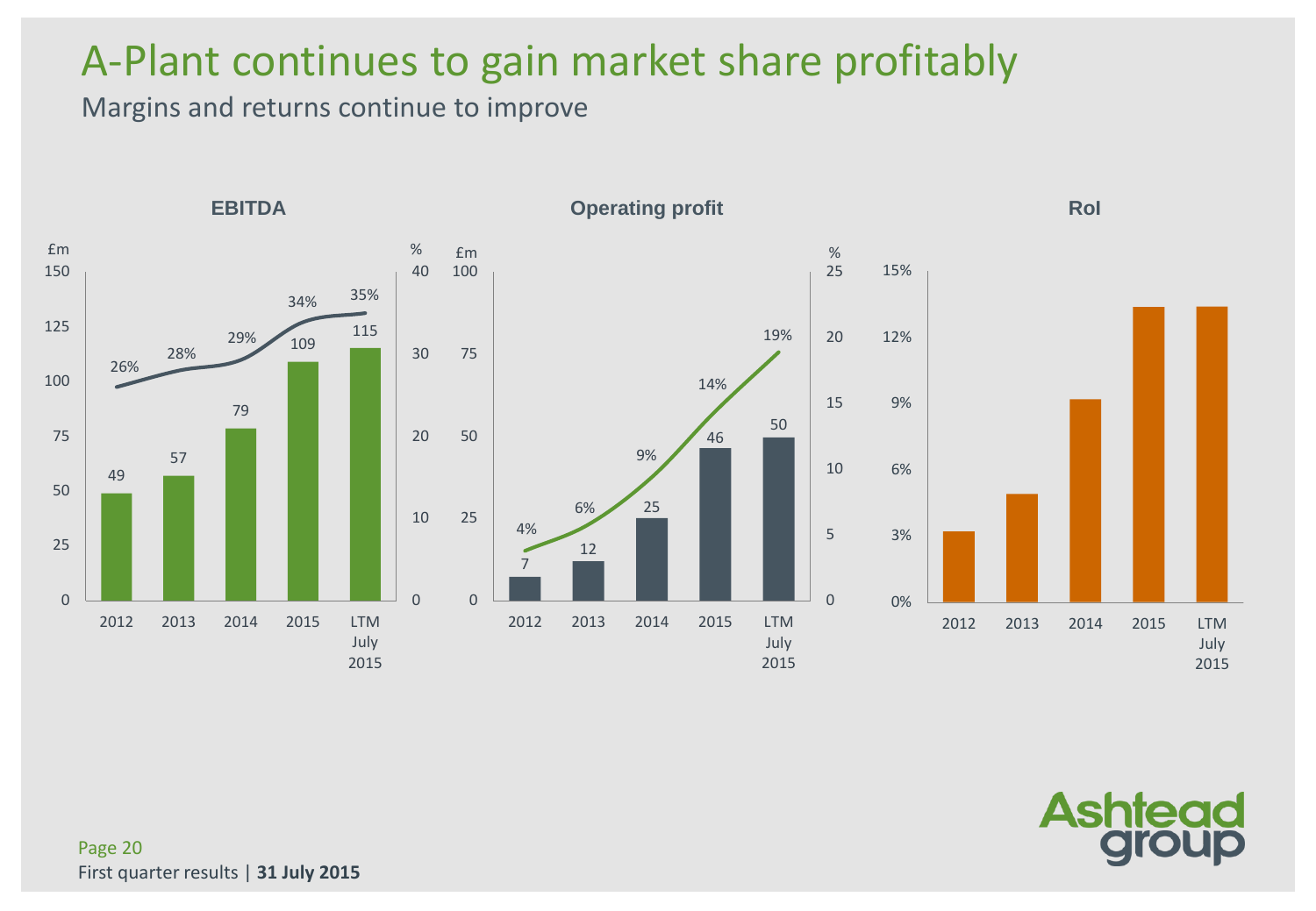# A-Plant continues to gain market share profitably

## Margins and returns continue to improve

### EBITDA

| | 2012 | 2013 | 2014 | 2015 | LTM July 2015 |
|---|---|---|---|---|---|
| EBITDA (£m) | 49 | 57 | 79 | 109 | 115 |
| Margin (%) | 26% | 28% | 29% | 34% | 35% |

### Operating profit

| | 2012 | 2013 | 2014 | 2015 | LTM July 2015 |
|---|---|---|---|---|---|
| Operating profit (£m) | 7 | 12 | 25 | 46 | 50 |
| Margin (%) | 4% | 6% | 9% | 14% | 19% |

### RoI

2012, 2013, 2014, 2015, LTM July 2015 (axis 0%–15%)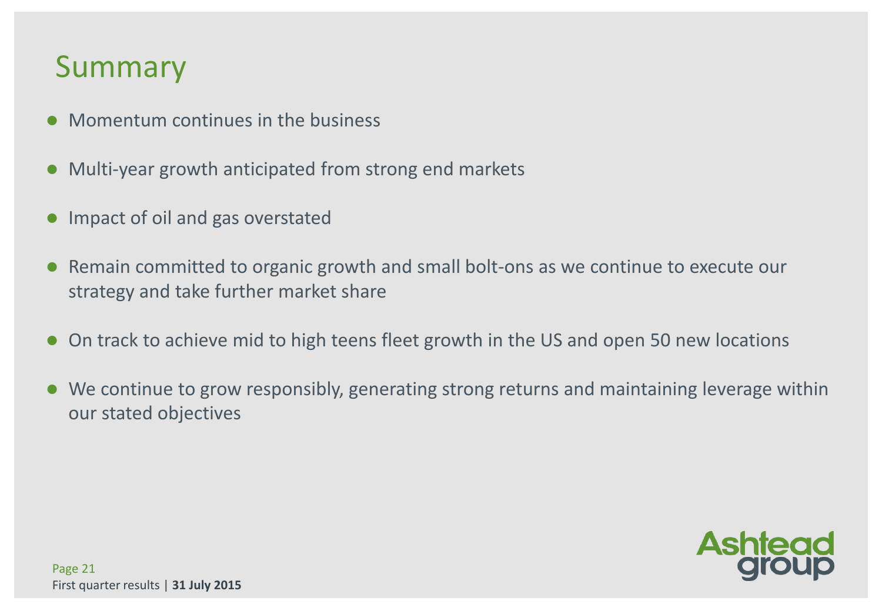# Summary

- Momentum continues in the business
- Multi-year growth anticipated from strong end markets
- Impact of oil and gas overstated
- Remain committed to organic growth and small bolt-ons as we continue to execute our strategy and take further market share
- On track to achieve mid to high teens fleet growth in the US and open 50 new locations
- We continue to grow responsibly, generating strong returns and maintaining leverage within our stated objectives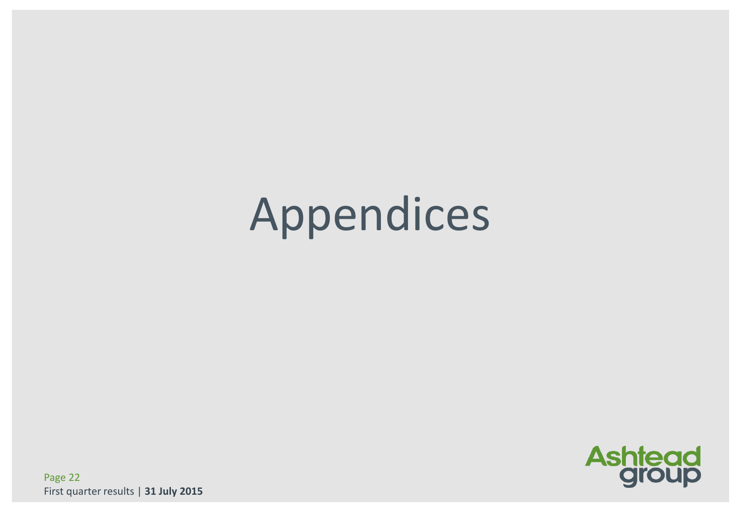# Appendices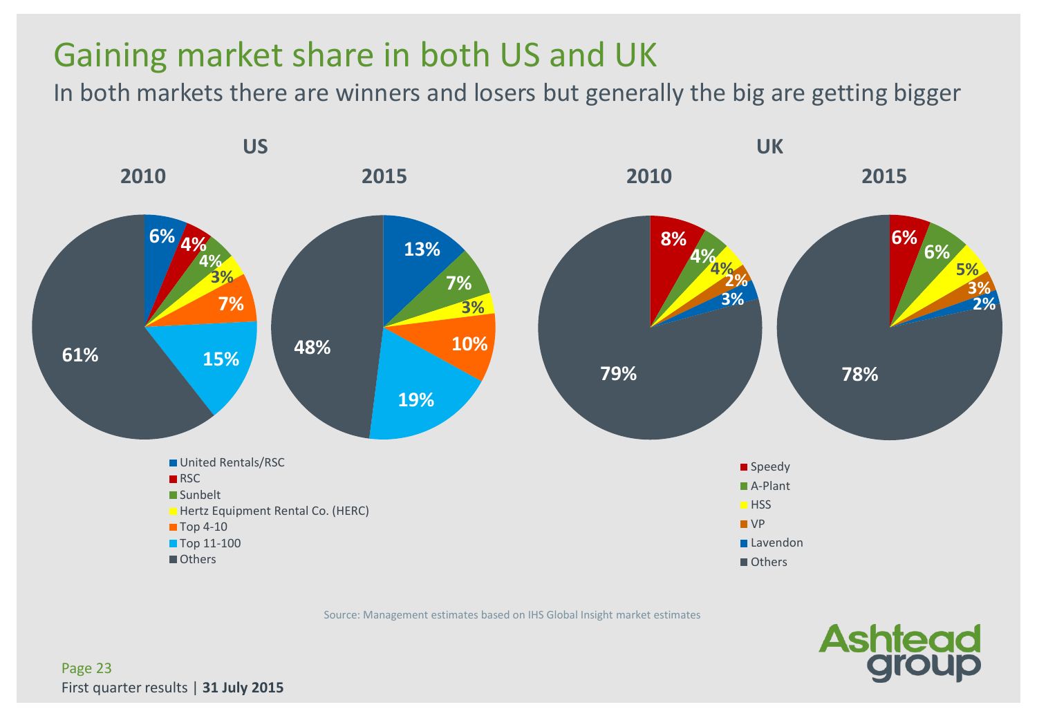# Gaining market share in both US and UK

In both markets there are winners and losers but generally the big are getting bigger

## US

| | 2010 | 2015 |
|---|---|---|
| United Rentals/RSC | 6% | 13% |
| RSC | 4% | |
| Sunbelt | 4% | 7% |
| Hertz Equipment Rental Co. (HERC) | 3% | 3% |
| Top 4-10 | 7% | 10% |
| Top 11-100 | 15% | 19% |
| Others | 61% | 48% |

## UK

| | 2010 | 2015 |
|---|---|---|
| Speedy | 8% | 6% |
| A-Plant | 4% | 6% |
| HSS | 4% | 5% |
| VP | 2% | 3% |
| Lavendon | 3% | 2% |
| Others | 79% | 78% |

Source: Management estimates based on IHS Global Insight market estimates

First quarter results | **31 July 2015**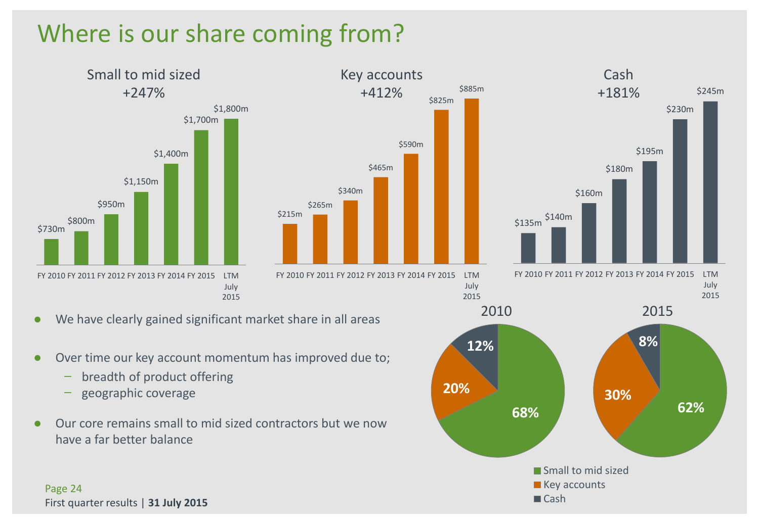# Where is our share coming from?

### Small to mid sized +247%

| FY 2010 | FY 2011 | FY 2012 | FY 2013 | FY 2014 | FY 2015 | LTM July 2015 |
|---|---|---|---|---|---|---|
| $730m | $800m | $950m | $1,150m | $1,400m | $1,700m | $1,800m |

### Key accounts +412%

| FY 2010 | FY 2011 | FY 2012 | FY 2013 | FY 2014 | FY 2015 | LTM July 2015 |
|---|---|---|---|---|---|---|
| $215m | $265m | $340m | $465m | $590m | $825m | $885m |

### Cash +181%

| FY 2010 | FY 2011 | FY 2012 | FY 2013 | FY 2014 | FY 2015 | LTM July 2015 |
|---|---|---|---|---|---|---|
| $135m | $140m | $160m | $180m | $195m | $230m | $245m |

- We have clearly gained significant market share in all areas
- Over time our key account momentum has improved due to;
  - breadth of product offering
  - geographic coverage
- Our core remains small to mid sized contractors but we now have a far better balance

| | 2010 | 2015 |
|---|---|---|
| Small to mid sized | 68% | 62% |
| Key accounts | 20% | 30% |
| Cash | 12% | 8% |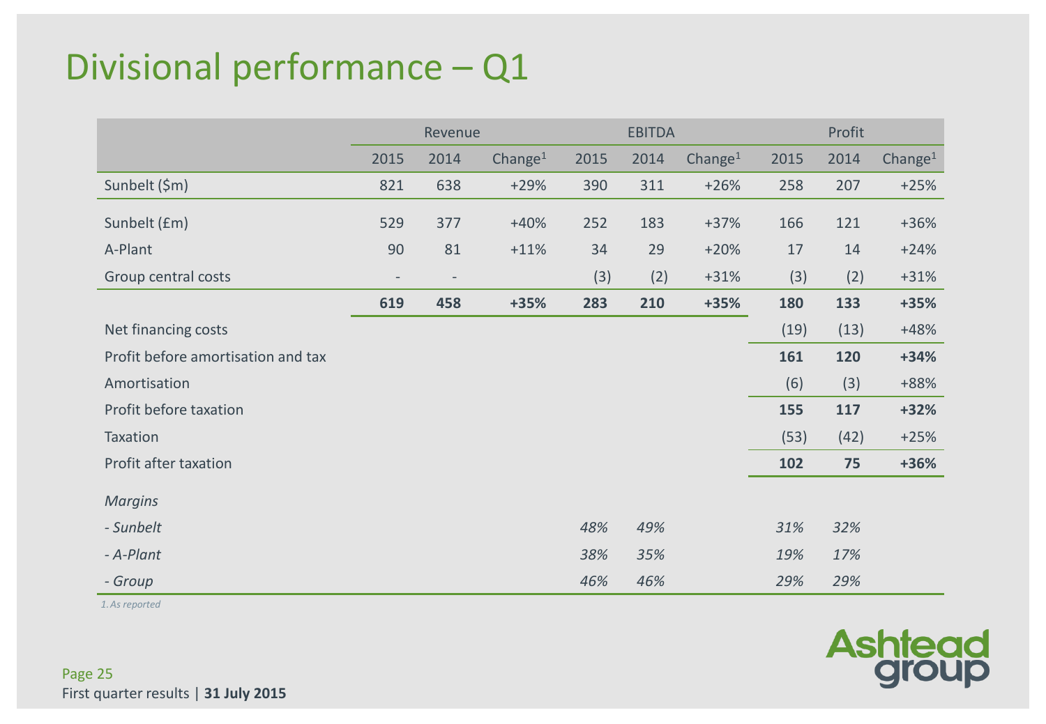# Divisional performance – Q1

| | Revenue | | | EBITDA | | | Profit | | |
|---|---|---|---|---|---|---|---|---|---|
| | 2015 | 2014 | Change[1] | 2015 | 2014 | Change[1] | 2015 | 2014 | Change[1] |
| Sunbelt ($m) | 821 | 638 | +29% | 390 | 311 | +26% | 258 | 207 | +25% |
| Sunbelt (£m) | 529 | 377 | +40% | 252 | 183 | +37% | 166 | 121 | +36% |
| A-Plant | 90 | 81 | +11% | 34 | 29 | +20% | 17 | 14 | +24% |
| Group central costs | - | - | | (3) | (2) | +31% | (3) | (2) | +31% |
| | **619** | **458** | **+35%** | **283** | **210** | **+35%** | **180** | **133** | **+35%** |
| Net financing costs | | | | | | | (19) | (13) | +48% |
| Profit before amortisation and tax | | | | | | | **161** | **120** | **+34%** |
| Amortisation | | | | | | | (6) | (3) | +88% |
| Profit before taxation | | | | | | | **155** | **117** | **+32%** |
| Taxation | | | | | | | (53) | (42) | +25% |
| Profit after taxation | | | | | | | **102** | **75** | **+36%** |
| *Margins* | | | | | | | | | |
| *- Sunbelt* | | | | *48%* | *49%* | | *31%* | *32%* | |
| *- A-Plant* | | | | *38%* | *35%* | | *19%* | *17%* | |
| *- Group* | | | | *46%* | *46%* | | *29%* | *29%* | |

*1. As reported*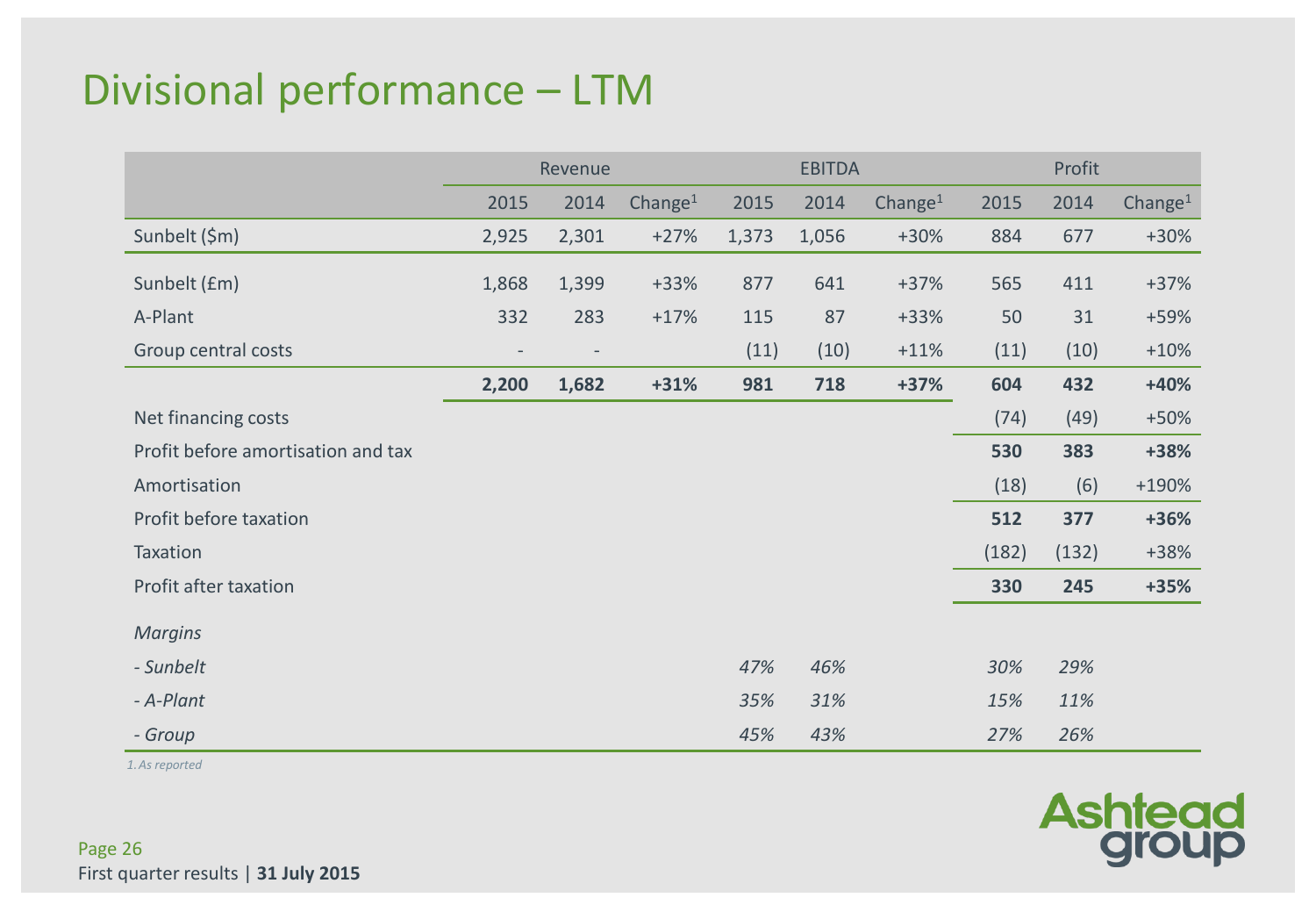# Divisional performance – LTM

| | Revenue | | | EBITDA | | | Profit | | |
|---|---|---|---|---|---|---|---|---|---|
| | 2015 | 2014 | Change[1] | 2015 | 2014 | Change[1] | 2015 | 2014 | Change[1] |
| Sunbelt ($m) | 2,925 | 2,301 | +27% | 1,373 | 1,056 | +30% | 884 | 677 | +30% |
| Sunbelt (£m) | 1,868 | 1,399 | +33% | 877 | 641 | +37% | 565 | 411 | +37% |
| A-Plant | 332 | 283 | +17% | 115 | 87 | +33% | 50 | 31 | +59% |
| Group central costs | - | - | | (11) | (10) | +11% | (11) | (10) | +10% |
| | **2,200** | **1,682** | **+31%** | **981** | **718** | **+37%** | **604** | **432** | **+40%** |
| Net financing costs | | | | | | | (74) | (49) | +50% |
| Profit before amortisation and tax | | | | | | | **530** | **383** | **+38%** |
| Amortisation | | | | | | | (18) | (6) | +190% |
| Profit before taxation | | | | | | | **512** | **377** | **+36%** |
| Taxation | | | | | | | (182) | (132) | +38% |
| Profit after taxation | | | | | | | **330** | **245** | **+35%** |
| *Margins* | | | | | | | | | |
| *- Sunbelt* | | | | *47%* | *46%* | | *30%* | *29%* | |
| *- A-Plant* | | | | *35%* | *31%* | | *15%* | *11%* | |
| *- Group* | | | | *45%* | *43%* | | *27%* | *26%* | |

*1. As reported*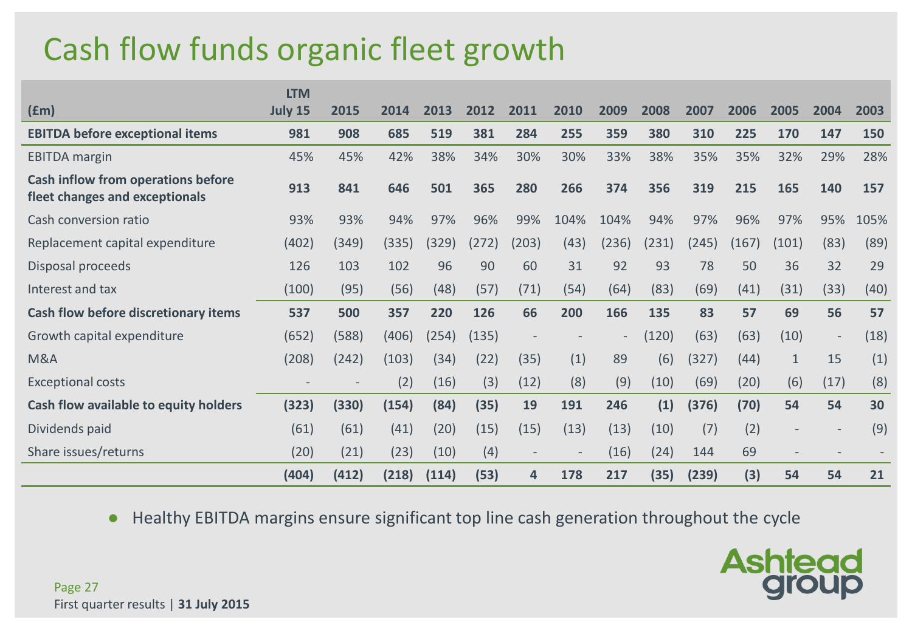# Cash flow funds organic fleet growth

| (£m) | LTM July 15 | 2015 | 2014 | 2013 | 2012 | 2011 | 2010 | 2009 | 2008 | 2007 | 2006 | 2005 | 2004 | 2003 |
|---|---|---|---|---|---|---|---|---|---|---|---|---|---|---|
| **EBITDA before exceptional items** | **981** | **908** | **685** | **519** | **381** | **284** | **255** | **359** | **380** | **310** | **225** | **170** | **147** | **150** |
| EBITDA margin | 45% | 45% | 42% | 38% | 34% | 30% | 30% | 33% | 38% | 35% | 35% | 32% | 29% | 28% |
| **Cash inflow from operations before fleet changes and exceptionals** | **913** | **841** | **646** | **501** | **365** | **280** | **266** | **374** | **356** | **319** | **215** | **165** | **140** | **157** |
| Cash conversion ratio | 93% | 93% | 94% | 97% | 96% | 99% | 104% | 104% | 94% | 97% | 96% | 97% | 95% | 105% |
| Replacement capital expenditure | (402) | (349) | (335) | (329) | (272) | (203) | (43) | (236) | (231) | (245) | (167) | (101) | (83) | (89) |
| Disposal proceeds | 126 | 103 | 102 | 96 | 90 | 60 | 31 | 92 | 93 | 78 | 50 | 36 | 32 | 29 |
| Interest and tax | (100) | (95) | (56) | (48) | (57) | (71) | (54) | (64) | (83) | (69) | (41) | (31) | (33) | (40) |
| **Cash flow before discretionary items** | **537** | **500** | **357** | **220** | **126** | **66** | **200** | **166** | **135** | **83** | **57** | **69** | **56** | **57** |
| Growth capital expenditure | (652) | (588) | (406) | (254) | (135) | - | - | - | (120) | (63) | (63) | (10) | - | (18) |
| M&A | (208) | (242) | (103) | (34) | (22) | (35) | (1) | 89 | (6) | (327) | (44) | 1 | 15 | (1) |
| Exceptional costs | - | - | (2) | (16) | (3) | (12) | (8) | (9) | (10) | (69) | (20) | (6) | (17) | (8) |
| **Cash flow available to equity holders** | **(323)** | **(330)** | **(154)** | **(84)** | **(35)** | **19** | **191** | **246** | **(1)** | **(376)** | **(70)** | **54** | **54** | **30** |
| Dividends paid | (61) | (61) | (41) | (20) | (15) | (15) | (13) | (13) | (10) | (7) | (2) | - | - | (9) |
| Share issues/returns | (20) | (21) | (23) | (10) | (4) | - | - | (16) | (24) | 144 | 69 | - | - | - |
| | **(404)** | **(412)** | **(218)** | **(114)** | **(53)** | **4** | **178** | **217** | **(35)** | **(239)** | **(3)** | **54** | **54** | **21** |

- Healthy EBITDA margins ensure significant top line cash generation throughout the cycle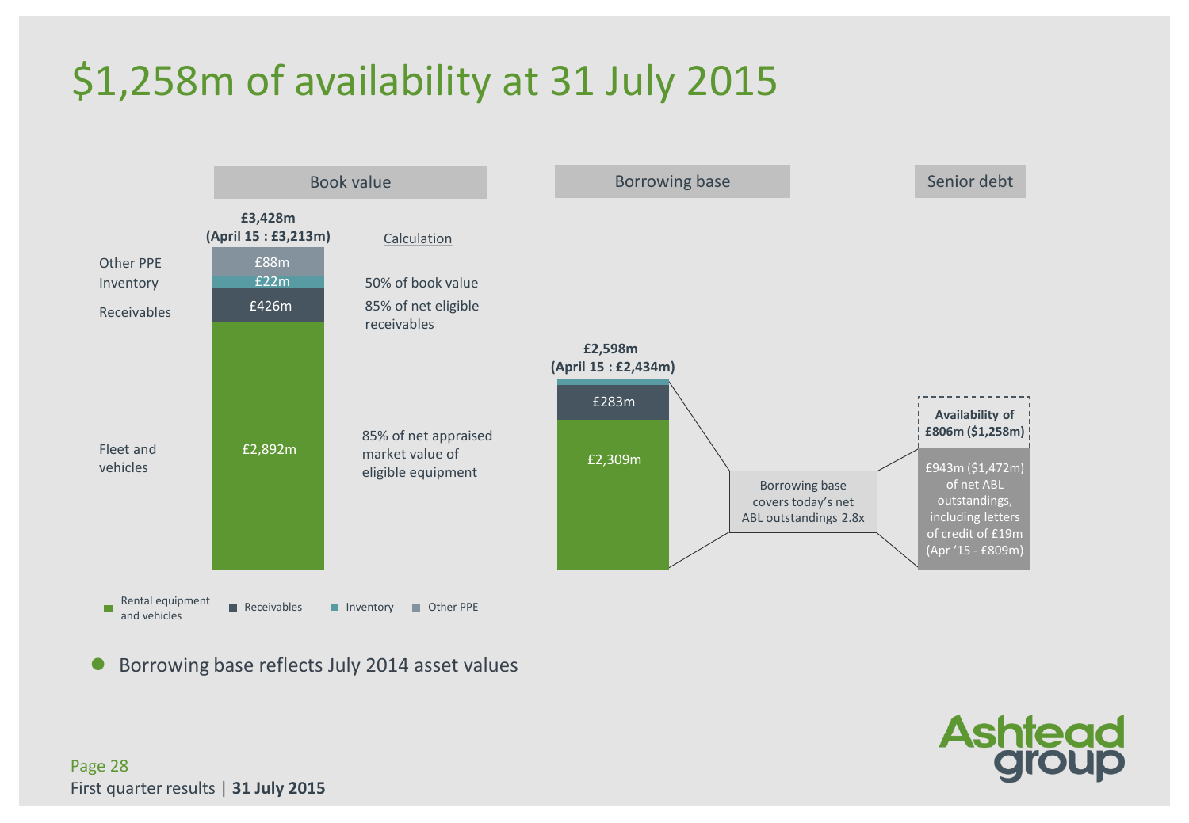# $1,258m of availability at 31 July 2015

| | Book value | Calculation |
|---|---|---|
| | **£3,428m (April 15 : £3,213m)** | |
| Other PPE | £88m | 50% of book value |
| Inventory | £22m | |
| Receivables | £426m | 85% of net eligible receivables |
| Fleet and vehicles | £2,892m | 85% of net appraised market value of eligible equipment |

**Borrowing base**

**£2,598m (April 15 : £2,434m)**

- £283m
- £2,309m

Borrowing base covers today's net ABL outstandings 2.8x

**Senior debt**

**Availability of £806m ($1,258m)**

£943m ($1,472m) of net ABL outstandings, including letters of credit of £19m (Apr '15 - £809m)

Rental equipment and vehicles | Receivables | Inventory | Other PPE

- Borrowing base reflects July 2014 asset values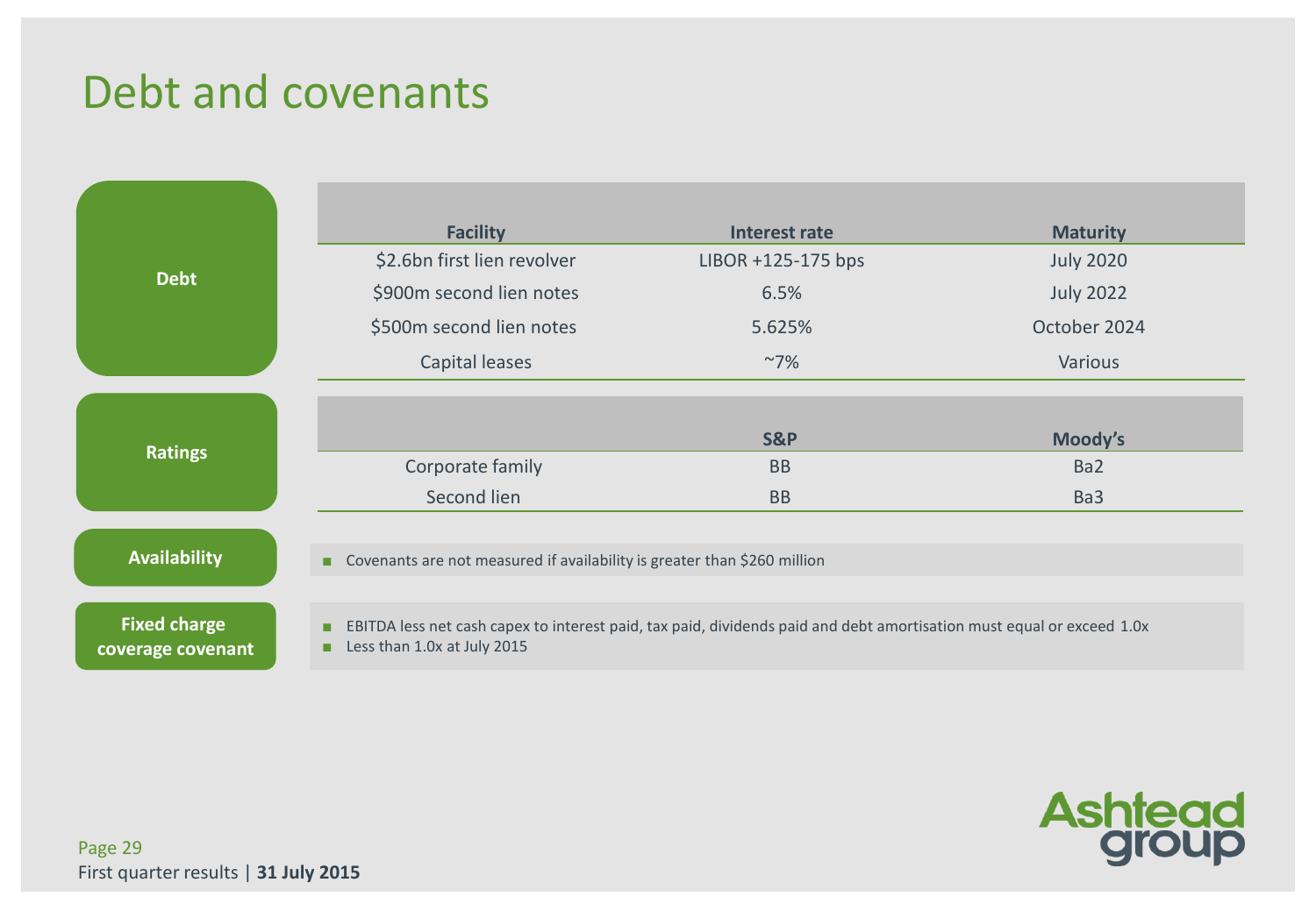# Debt and covenants

**Debt**

| Facility | Interest rate | Maturity |
|---|---|---|
| $2.6bn first lien revolver | LIBOR +125-175 bps | July 2020 |
| $900m second lien notes | 6.5% | July 2022 |
| $500m second lien notes | 5.625% | October 2024 |
| Capital leases | ~7% | Various |

**Ratings**

| | S&P | Moody's |
|---|---|---|
| Corporate family | BB | Ba2 |
| Second lien | BB | Ba3 |

**Availability**

- Covenants are not measured if availability is greater than $260 million

**Fixed charge coverage covenant**

- EBITDA less net cash capex to interest paid, tax paid, dividends paid and debt amortisation must equal or exceed 1.0x
- Less than 1.0x at July 2015